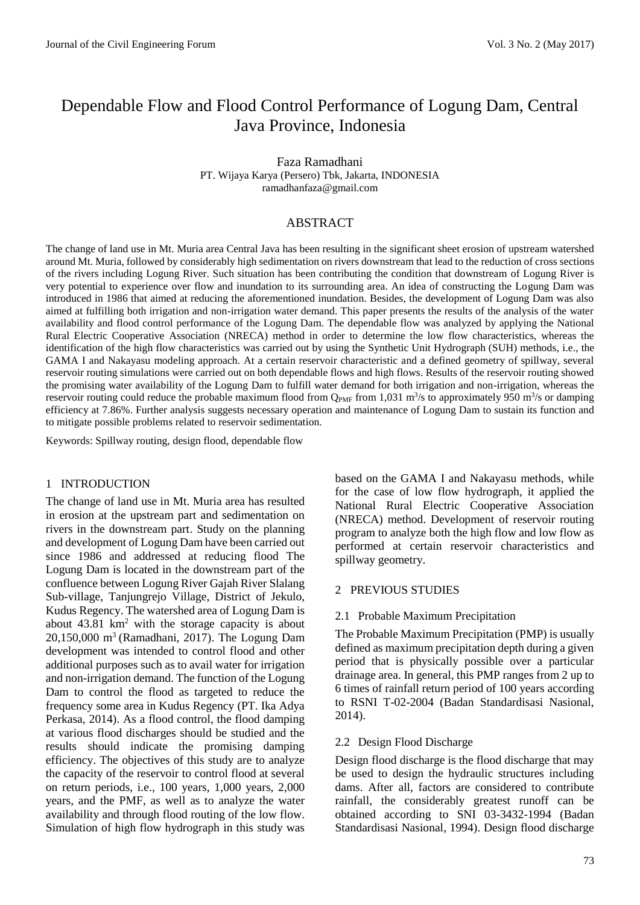# Dependable Flow and Flood Control Performance of Logung Dam, Central Java Province, Indonesia

Faza Ramadhani
PT. Wijaya Karya (Persero) Tbk, Jakarta, INDONESIA
ramadhanfaza@gmail.com

## ABSTRACT

The change of land use in Mt. Muria area Central Java has been resulting in the significant sheet erosion of upstream watershed around Mt. Muria, followed by considerably high sedimentation on rivers downstream that lead to the reduction of cross sections of the rivers including Logung River. Such situation has been contributing the condition that downstream of Logung River is very potential to experience over flow and inundation to its surrounding area. An idea of constructing the Logung Dam was introduced in 1986 that aimed at reducing the aforementioned inundation. Besides, the development of Logung Dam was also aimed at fulfilling both irrigation and non-irrigation water demand. This paper presents the results of the analysis of the water availability and flood control performance of the Logung Dam. The dependable flow was analyzed by applying the National Rural Electric Cooperative Association (NRECA) method in order to determine the low flow characteristics, whereas the identification of the high flow characteristics was carried out by using the Synthetic Unit Hydrograph (SUH) methods, i.e., the GAMA I and Nakayasu modeling approach. At a certain reservoir characteristic and a defined geometry of spillway, several reservoir routing simulations were carried out on both dependable flows and high flows. Results of the reservoir routing showed the promising water availability of the Logung Dam to fulfill water demand for both irrigation and non-irrigation, whereas the reservoir routing could reduce the probable maximum flood from $Q_{PMF}$ from 1,031 m$^3$/s to approximately 950 m$^3$/s or damping efficiency at 7.86%. Further analysis suggests necessary operation and maintenance of Logung Dam to sustain its function and to mitigate possible problems related to reservoir sedimentation.

Keywords: Spillway routing, design flood, dependable flow

## 1 INTRODUCTION

The change of land use in Mt. Muria area has resulted in erosion at the upstream part and sedimentation on rivers in the downstream part. Study on the planning and development of Logung Dam have been carried out since 1986 and addressed at reducing flood The Logung Dam is located in the downstream part of the confluence between Logung River Gajah River Slalang Sub-village, Tanjungrejo Village, District of Jekulo, Kudus Regency. The watershed area of Logung Dam is about 43.81 km$^2$ with the storage capacity is about 20,150,000 m$^3$ (Ramadhani, 2017). The Logung Dam development was intended to control flood and other additional purposes such as to avail water for irrigation and non-irrigation demand. The function of the Logung Dam to control the flood as targeted to reduce the frequency some area in Kudus Regency (PT. Ika Adya Perkasa, 2014). As a flood control, the flood damping at various flood discharges should be studied and the results should indicate the promising damping efficiency. The objectives of this study are to analyze the capacity of the reservoir to control flood at several on return periods, i.e., 100 years, 1,000 years, 2,000 years, and the PMF, as well as to analyze the water availability and through flood routing of the low flow. Simulation of high flow hydrograph in this study was based on the GAMA I and Nakayasu methods, while for the case of low flow hydrograph, it applied the National Rural Electric Cooperative Association (NRECA) method. Development of reservoir routing program to analyze both the high flow and low flow as performed at certain reservoir characteristics and spillway geometry.

## 2 PREVIOUS STUDIES

### 2.1 Probable Maximum Precipitation

The Probable Maximum Precipitation (PMP) is usually defined as maximum precipitation depth during a given period that is physically possible over a particular drainage area. In general, this PMP ranges from 2 up to 6 times of rainfall return period of 100 years according to RSNI T-02-2004 (Badan Standardisasi Nasional, 2014).

### 2.2 Design Flood Discharge

Design flood discharge is the flood discharge that may be used to design the hydraulic structures including dams. After all, factors are considered to contribute rainfall, the considerably greatest runoff can be obtained according to SNI 03-3432-1994 (Badan Standardisasi Nasional, 1994). Design flood discharge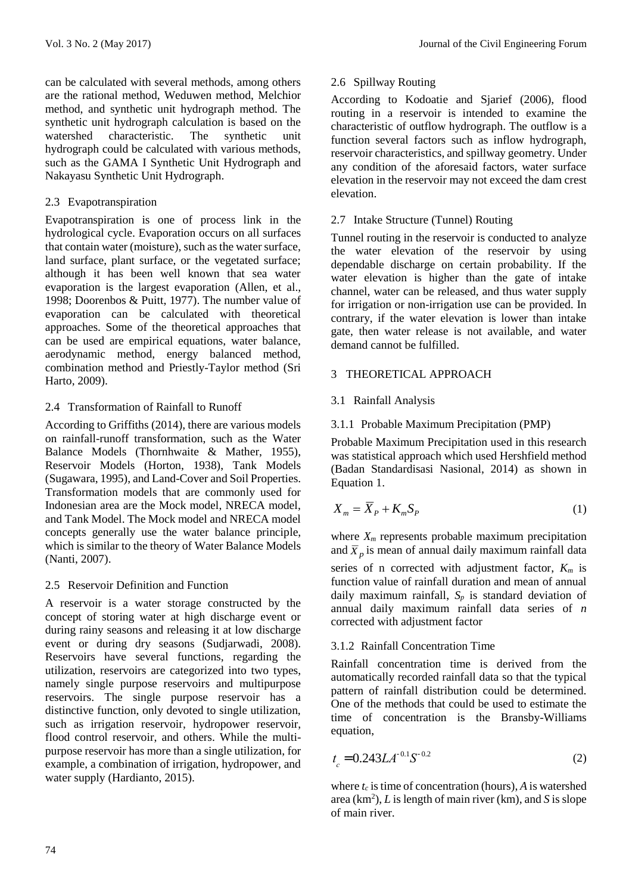can be calculated with several methods, among others are the rational method, Weduwen method, Melchior method, and synthetic unit hydrograph method. The synthetic unit hydrograph calculation is based on the watershed characteristic. The synthetic unit hydrograph could be calculated with various methods, such as the GAMA I Synthetic Unit Hydrograph and Nakayasu Synthetic Unit Hydrograph.

### 2.3 Evapotranspiration

Evapotranspiration is one of process link in the hydrological cycle. Evaporation occurs on all surfaces that contain water (moisture), such as the water surface, land surface, plant surface, or the vegetated surface; although it has been well known that sea water evaporation is the largest evaporation (Allen, et al., 1998; Doorenbos & Puitt, 1977). The number value of evaporation can be calculated with theoretical approaches. Some of the theoretical approaches that can be used are empirical equations, water balance, aerodynamic method, energy balanced method, combination method and Priestly-Taylor method (Sri Harto, 2009).

### 2.4 Transformation of Rainfall to Runoff

According to Griffiths (2014), there are various models on rainfall-runoff transformation, such as the Water Balance Models (Thornhwaite & Mather, 1955), Reservoir Models (Horton, 1938), Tank Models (Sugawara, 1995), and Land-Cover and Soil Properties. Transformation models that are commonly used for Indonesian area are the Mock model, NRECA model, and Tank Model. The Mock model and NRECA model concepts generally use the water balance principle, which is similar to the theory of Water Balance Models (Nanti, 2007).

### 2.5 Reservoir Definition and Function

A reservoir is a water storage constructed by the concept of storing water at high discharge event or during rainy seasons and releasing it at low discharge event or during dry seasons (Sudjarwadi, 2008). Reservoirs have several functions, regarding the utilization, reservoirs are categorized into two types, namely single purpose reservoirs and multipurpose reservoirs. The single purpose reservoir has a distinctive function, only devoted to single utilization, such as irrigation reservoir, hydropower reservoir, flood control reservoir, and others. While the multi-purpose reservoir has more than a single utilization, for example, a combination of irrigation, hydropower, and water supply (Hardianto, 2015).

### 2.6 Spillway Routing

According to Kodoatie and Sjarief (2006), flood routing in a reservoir is intended to examine the characteristic of outflow hydrograph. The outflow is a function several factors such as inflow hydrograph, reservoir characteristics, and spillway geometry. Under any condition of the aforesaid factors, water surface elevation in the reservoir may not exceed the dam crest elevation.

### 2.7 Intake Structure (Tunnel) Routing

Tunnel routing in the reservoir is conducted to analyze the water elevation of the reservoir by using dependable discharge on certain probability. If the water elevation is higher than the gate of intake channel, water can be released, and thus water supply for irrigation or non-irrigation use can be provided. In contrary, if the water elevation is lower than intake gate, then water release is not available, and water demand cannot be fulfilled.

## 3 THEORETICAL APPROACH

### 3.1 Rainfall Analysis

#### 3.1.1 Probable Maximum Precipitation (PMP)

Probable Maximum Precipitation used in this research was statistical approach which used Hershfield method (Badan Standardisasi Nasional, 2014) as shown in Equation 1.

$$X_m = \overline{X}_P + K_m S_P \tag{1}$$

where $X_m$ represents probable maximum precipitation and $\overline{X}_p$ is mean of annual daily maximum rainfall data series of n corrected with adjustment factor, $K_m$ is function value of rainfall duration and mean of annual daily maximum rainfall, $S_p$ is standard deviation of annual daily maximum rainfall data series of $n$ corrected with adjustment factor

#### 3.1.2 Rainfall Concentration Time

Rainfall concentration time is derived from the automatically recorded rainfall data so that the typical pattern of rainfall distribution could be determined. One of the methods that could be used to estimate the time of concentration is the Bransby-Williams equation,

$$t_c = 0.243 L A^{-0.1} S^{-0.2} \tag{2}$$

where $t_c$ is time of concentration (hours), $A$ is watershed area (km$^2$), $L$ is length of main river (km), and $S$ is slope of main river.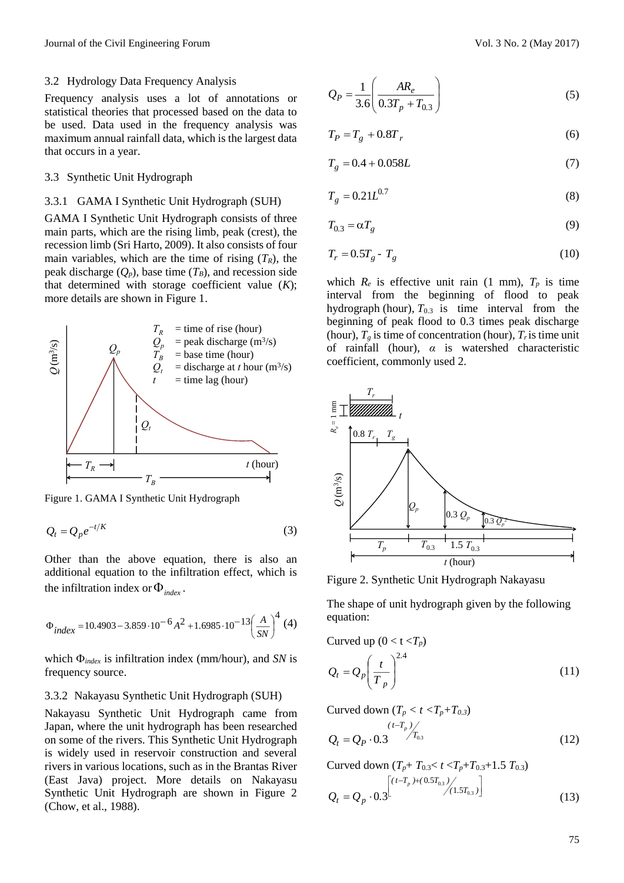## 3.2 Hydrology Data Frequency Analysis

Frequency analysis uses a lot of annotations or statistical theories that processed based on the data to be used. Data used in the frequency analysis was maximum annual rainfall data, which is the largest data that occurs in a year.

## 3.3 Synthetic Unit Hydrograph

### 3.3.1 GAMA I Synthetic Unit Hydrograph (SUH)

GAMA I Synthetic Unit Hydrograph consists of three main parts, which are the rising limb, peak (crest), the recession limb (Sri Harto, 2009). It also consists of four main variables, which are the time of rising ($T_R$), the peak discharge ($Q_p$), base time ($T_B$), and recession side that determined with storage coefficient value ($K$); more details are shown in Figure 1.

$T_R$ = time of rise (hour)
$Q_p$ = peak discharge (m³/s)
$T_B$ = base time (hour)
$Q_t$ = discharge at $t$ hour (m³/s)
$t$ = time lag (hour)

Figure 1. GAMA I Synthetic Unit Hydrograph

$$Q_t = Q_p e^{-t/K} \tag{3}$$

Other than the above equation, there is also an additional equation to the infiltration effect, which is the infiltration index or $\Phi_{index}$.

$$\Phi_{index} = 10.4903 - 3.859 \cdot 10^{-6} A^2 + 1.6985 \cdot 10^{-13} \left(\frac{A}{SN}\right)^4 \tag{4}$$

which $\Phi_{index}$ is infiltration index (mm/hour), and $SN$ is frequency source.

### 3.3.2 Nakayasu Synthetic Unit Hydrograph (SUH)

Nakayasu Synthetic Unit Hydrograph came from Japan, where the unit hydrograph has been researched on some of the rivers. This Synthetic Unit Hydrograph is widely used in reservoir construction and several rivers in various locations, such as in the Brantas River (East Java) project. More details on Nakayasu Synthetic Unit Hydrograph are shown in Figure 2 (Chow, et al., 1988).

$$Q_P = \frac{1}{3.6}\left(\frac{AR_e}{0.3T_p + T_{0.3}}\right) \tag{5}$$

$$T_P = T_g + 0.8T_r \tag{6}$$

$$T_g = 0.4 + 0.058L \tag{7}$$

$$T_g = 0.21L^{0.7} \tag{8}$$

$$T_{0.3} = \alpha T_g \tag{9}$$

$$T_r = 0.5T_g \text{ - } T_g \tag{10}$$

which $R_e$ is effective unit rain (1 mm), $T_p$ is time interval from the beginning of flood to peak hydrograph (hour), $T_{0.3}$ is time interval from the beginning of peak flood to 0.3 times peak discharge (hour), $T_g$ is time of concentration (hour), $T_r$ is time unit of rainfall (hour), $\alpha$ is watershed characteristic coefficient, commonly used 2.

Figure 2. Synthetic Unit Hydrograph Nakayasu

The shape of unit hydrograph given by the following equation:

Curved up ($0 < t < T_p$)

$$Q_t = Q_p\left(\frac{t}{T_p}\right)^{2.4} \tag{11}$$

Curved down ($T_p < t < T_p + T_{0.3}$)

$$Q_t = Q_P \cdot 0.3^{(t-T_p)/T_{0.3}} \tag{12}$$

Curved down ($T_p + T_{0.3} < t < T_p + T_{0.3} + 1.5\,T_{0.3}$)

$$Q_t = Q_p \cdot 0.3^{\left[\left((t-T_p)+(0.5T_{0.3})\right)/(1.5T_{0.3})\right]} \tag{13}$$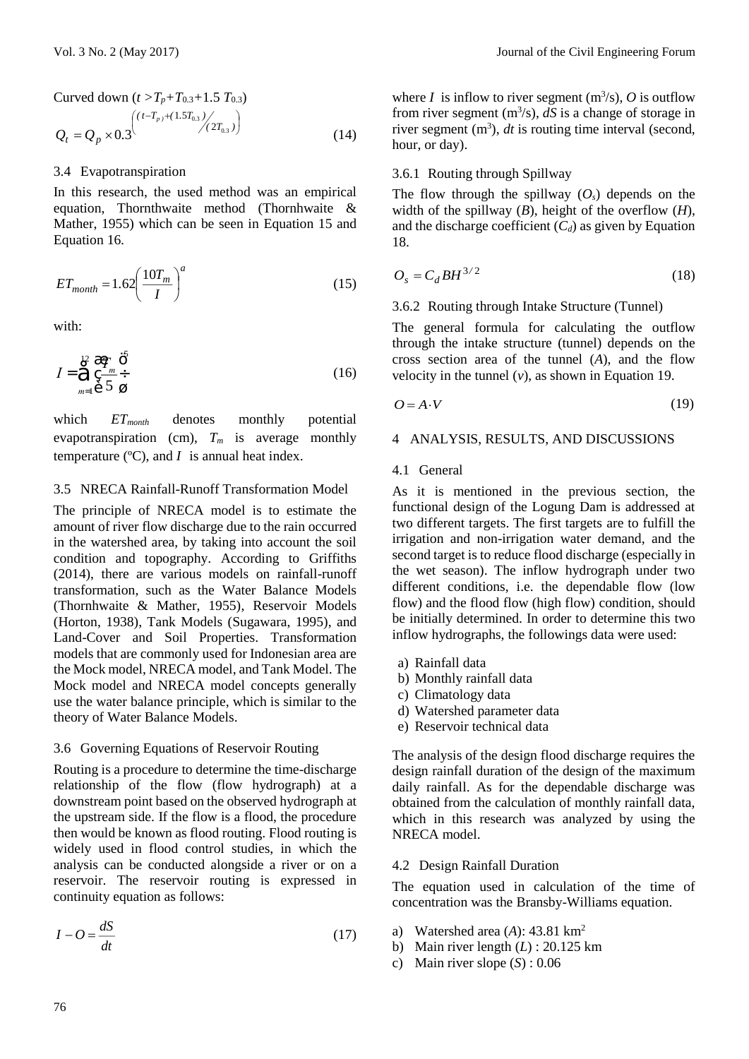Curved down ($t > T_p + T_{0.3} + 1.5\, T_{0.3}$)

$$Q_t = Q_p \times 0.3^{\left( \left( t - T_p \right) + \left( 1.5 T_{0.3} \right) / \left( 2 T_{0.3} \right) \right)} \tag{14}$$

### 3.4 Evapotranspiration

In this research, the used method was an empirical equation, Thornthwaite method (Thornhwaite & Mather, 1955) which can be seen in Equation 15 and Equation 16.

$$ET_{month} = 1.62 \left( \frac{10 T_m}{I} \right)^a \tag{15}$$

with:

$$I = \sum_{m=1}^{12} \left( \frac{T_m}{5} \right)^{1.5} \tag{16}$$

which $ET_{month}$ denotes monthly potential evapotranspiration (cm), $T_m$ is average monthly temperature (ºC), and $I$ is annual heat index.

### 3.5 NRECA Rainfall-Runoff Transformation Model

The principle of NRECA model is to estimate the amount of river flow discharge due to the rain occurred in the watershed area, by taking into account the soil condition and topography. According to Griffiths (2014), there are various models on rainfall-runoff transformation, such as the Water Balance Models (Thornhwaite & Mather, 1955), Reservoir Models (Horton, 1938), Tank Models (Sugawara, 1995), and Land-Cover and Soil Properties. Transformation models that are commonly used for Indonesian area are the Mock model, NRECA model, and Tank Model. The Mock model and NRECA model concepts generally use the water balance principle, which is similar to the theory of Water Balance Models.

### 3.6 Governing Equations of Reservoir Routing

Routing is a procedure to determine the time-discharge relationship of the flow (flow hydrograph) at a downstream point based on the observed hydrograph at the upstream side. If the flow is a flood, the procedure then would be known as flood routing. Flood routing is widely used in flood control studies, in which the analysis can be conducted alongside a river or on a reservoir. The reservoir routing is expressed in continuity equation as follows:

$$I - O = \frac{dS}{dt} \tag{17}$$

where $I$ is inflow to river segment (m$^3$/s), $O$ is outflow from river segment (m$^3$/s), $dS$ is a change of storage in river segment (m$^3$), $dt$ is routing time interval (second, hour, or day).

#### 3.6.1 Routing through Spillway

The flow through the spillway ($O_s$) depends on the width of the spillway ($B$), height of the overflow ($H$), and the discharge coefficient ($C_d$) as given by Equation 18.

$$O_s = C_d B H^{3/2} \tag{18}$$

#### 3.6.2 Routing through Intake Structure (Tunnel)

The general formula for calculating the outflow through the intake structure (tunnel) depends on the cross section area of the tunnel ($A$), and the flow velocity in the tunnel ($v$), as shown in Equation 19.

$$O = A \cdot V \tag{19}$$

## 4 ANALYSIS, RESULTS, AND DISCUSSIONS

### 4.1 General

As it is mentioned in the previous section, the functional design of the Logung Dam is addressed at two different targets. The first targets are to fulfill the irrigation and non-irrigation water demand, and the second target is to reduce flood discharge (especially in the wet season). The inflow hydrograph under two different conditions, i.e. the dependable flow (low flow) and the flood flow (high flow) condition, should be initially determined. In order to determine this two inflow hydrographs, the followings data were used:

a) Rainfall data
b) Monthly rainfall data
c) Climatology data
d) Watershed parameter data
e) Reservoir technical data

The analysis of the design flood discharge requires the design rainfall duration of the design of the maximum daily rainfall. As for the dependable discharge was obtained from the calculation of monthly rainfall data, which in this research was analyzed by using the NRECA model.

### 4.2 Design Rainfall Duration

The equation used in calculation of the time of concentration was the Bransby-Williams equation.

a) Watershed area ($A$): 43.81 km$^2$
b) Main river length ($L$) : 20.125 km
c) Main river slope ($S$) : 0.06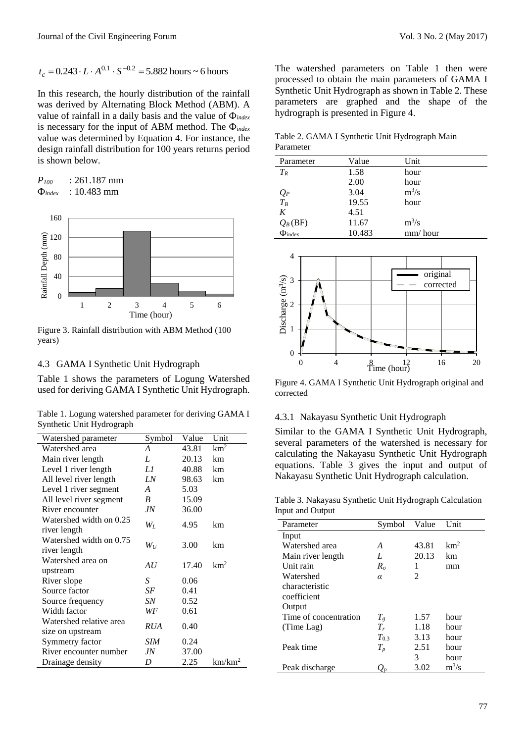$$t_c = 0.243 \cdot L \cdot A^{0.1} \cdot S^{-0.2} = 5.882 \text{ hours} \sim 6 \text{ hours}$$

In this research, the hourly distribution of the rainfall was derived by Alternating Block Method (ABM). A value of rainfall in a daily basis and the value of $\Phi_{index}$ is necessary for the input of ABM method. The $\Phi_{index}$ value was determined by Equation 4. For instance, the design rainfall distribution for 100 years returns period is shown below.

$P_{100}$ : 261.187 mm
$\Phi_{index}$ : 10.483 mm

Figure 3. Rainfall distribution with ABM Method (100 years)

### 4.3 GAMA I Synthetic Unit Hydrograph

Table 1 shows the parameters of Logung Watershed used for deriving GAMA I Synthetic Unit Hydrograph.

Table 1. Logung watershed parameter for deriving GAMA I Synthetic Unit Hydrograph

| Watershed parameter | Symbol | Value | Unit |
|---|---|---|---|
| Watershed area | $A$ | 43.81 | km$^2$ |
| Main river length | $L$ | 20.13 | km |
| Level 1 river length | $L1$ | 40.88 | km |
| All level river length | $LN$ | 98.63 | km |
| Level 1 river segment | $A$ | 5.03 | |
| All level river segment | $B$ | 15.09 | |
| River encounter | $JN$ | 36.00 | |
| Watershed width on 0.25 river length | $W_L$ | 4.95 | km |
| Watershed width on 0.75 river length | $W_U$ | 3.00 | km |
| Watershed area on upstream | $AU$ | 17.40 | km$^2$ |
| River slope | $S$ | 0.06 | |
| Source factor | $SF$ | 0.41 | |
| Source frequency | $SN$ | 0.52 | |
| Width factor | $WF$ | 0.61 | |
| Watershed relative area size on upstream | $RUA$ | 0.40 | |
| Symmetry factor | $SIM$ | 0.24 | |
| River encounter number | $JN$ | 37.00 | |
| Drainage density | $D$ | 2.25 | km/km$^2$ |

The watershed parameters on Table 1 then were processed to obtain the main parameters of GAMA I Synthetic Unit Hydrograph as shown in Table 2. These parameters are graphed and the shape of the hydrograph is presented in Figure 4.

Table 2. GAMA I Synthetic Unit Hydrograph Main Parameter

| Parameter | Value | Unit |
|---|---|---|
| $T_R$ | 1.58 | hour |
| | 2.00 | hour |
| $Q_P$ | 3.04 | m$^3$/s |
| $T_B$ | 19.55 | hour |
| $K$ | 4.51 | |
| $Q_B$ (BF) | 11.67 | m$^3$/s |
| $\Phi_{index}$ | 10.483 | mm/ hour |

Figure 4. GAMA I Synthetic Unit Hydrograph original and corrected

#### 4.3.1 Nakayasu Synthetic Unit Hydrograph

Similar to the GAMA I Synthetic Unit Hydrograph, several parameters of the watershed is necessary for calculating the Nakayasu Synthetic Unit Hydrograph equations. Table 3 gives the input and output of Nakayasu Synthetic Unit Hydrograph calculation.

Table 3. Nakayasu Synthetic Unit Hydrograph Calculation Input and Output

| Parameter | Symbol | Value | Unit |
|---|---|---|---|
| Input | | | |
| Watershed area | $A$ | 43.81 | km$^2$ |
| Main river length | $L$ | 20.13 | km |
| Unit rain | $R_o$ | 1 | mm |
| Watershed characteristic coefficient | $\alpha$ | 2 | |
| Output | | | |
| Time of concentration | $T_g$ | 1.57 | hour |
| (Time Lag) | $T_r$ | 1.18 | hour |
| | $T_{0.3}$ | 3.13 | hour |
| Peak time | $T_p$ | 2.51 | hour |
| | | 3 | hour |
| Peak discharge | $Q_p$ | 3.02 | m$^3$/s |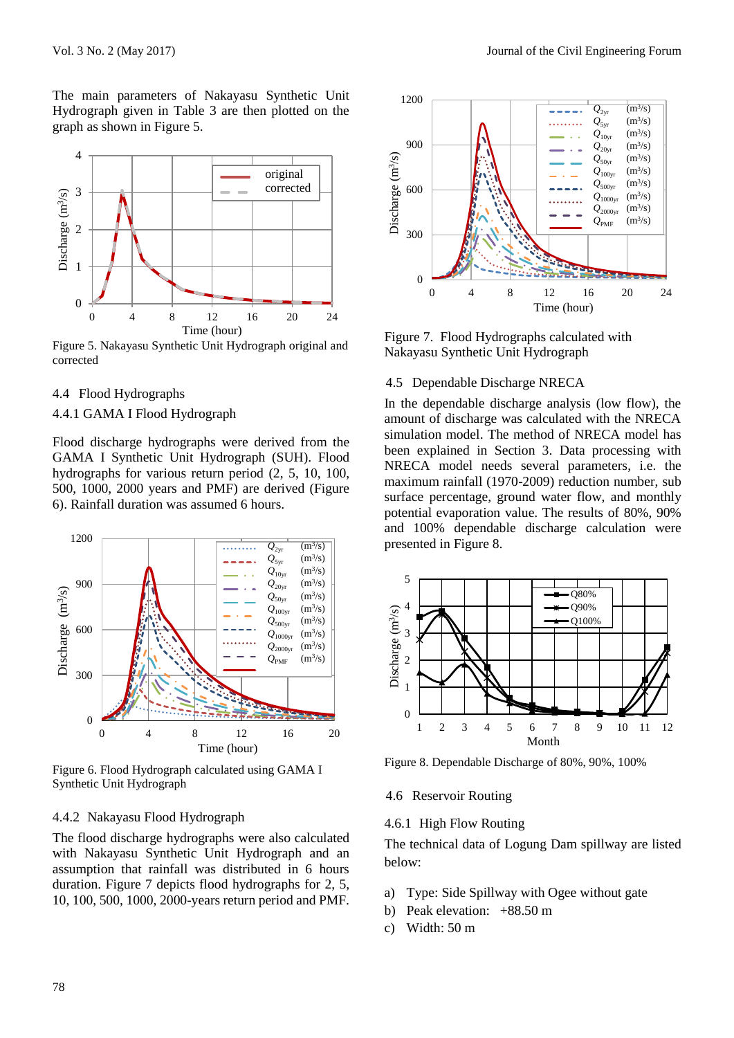The main parameters of Nakayasu Synthetic Unit Hydrograph given in Table 3 are then plotted on the graph as shown in Figure 5.

Figure 5. Nakayasu Synthetic Unit Hydrograph original and corrected

### 4.4 Flood Hydrographs

#### 4.4.1 GAMA I Flood Hydrograph

Flood discharge hydrographs were derived from the GAMA I Synthetic Unit Hydrograph (SUH). Flood hydrographs for various return period (2, 5, 10, 100, 500, 1000, 2000 years and PMF) are derived (Figure 6). Rainfall duration was assumed 6 hours.

Figure 6. Flood Hydrograph calculated using GAMA I Synthetic Unit Hydrograph

#### 4.4.2 Nakayasu Flood Hydrograph

The flood discharge hydrographs were also calculated with Nakayasu Synthetic Unit Hydrograph and an assumption that rainfall was distributed in 6 hours duration. Figure 7 depicts flood hydrographs for 2, 5, 10, 100, 500, 1000, 2000-years return period and PMF.

Figure 7. Flood Hydrographs calculated with Nakayasu Synthetic Unit Hydrograph

### 4.5 Dependable Discharge NRECA

In the dependable discharge analysis (low flow), the amount of discharge was calculated with the NRECA simulation model. The method of NRECA model has been explained in Section 3. Data processing with NRECA model needs several parameters, i.e. the maximum rainfall (1970-2009) reduction number, sub surface percentage, ground water flow, and monthly potential evaporation value. The results of 80%, 90% and 100% dependable discharge calculation were presented in Figure 8.

Figure 8. Dependable Discharge of 80%, 90%, 100%

### 4.6 Reservoir Routing

#### 4.6.1 High Flow Routing

The technical data of Logung Dam spillway are listed below:

a) Type: Side Spillway with Ogee without gate
b) Peak elevation: +88.50 m
c) Width: 50 m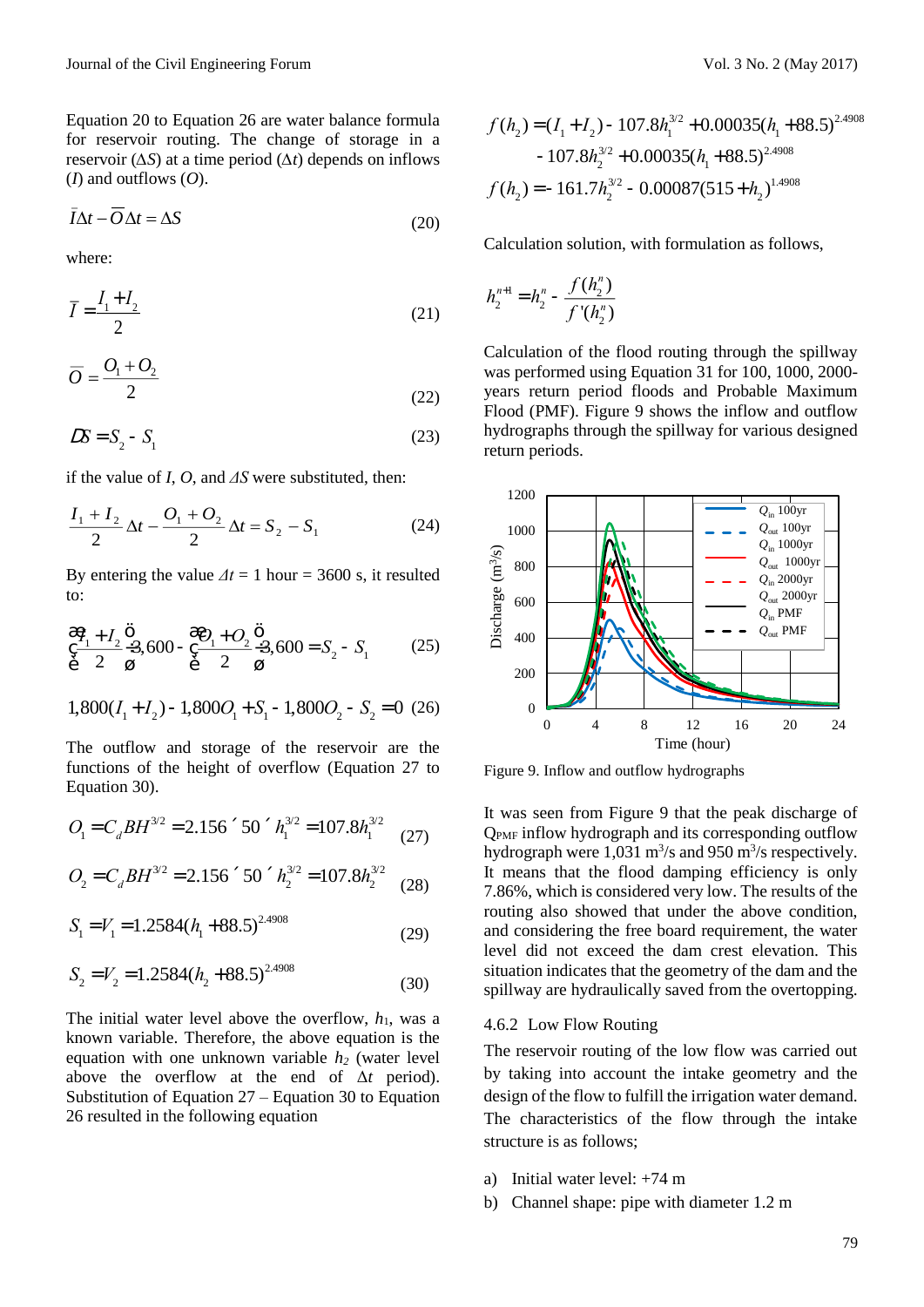Equation 20 to Equation 26 are water balance formula for reservoir routing. The change of storage in a reservoir ($\Delta S$) at a time period ($\Delta t$) depends on inflows ($I$) and outflows ($O$).

$$\bar{I}\Delta t - \bar{O}\Delta t = \Delta S \tag{20}$$

where:

$$\bar{I} = \frac{I_1 + I_2}{2} \tag{21}$$

$$\bar{O} = \frac{O_1 + O_2}{2} \tag{22}$$

$$\Delta S = S_2 - S_1 \tag{23}$$

if the value of $I$, $O$, and $\Delta S$ were substituted, then:

$$\frac{I_1 + I_2}{2}\Delta t - \frac{O_1 + O_2}{2}\Delta t = S_2 - S_1 \tag{24}$$

By entering the value $\Delta t$ = 1 hour = 3600 s, it resulted to:

$$\left(\frac{I_1 + I_2}{2}\right) 3{,}600 - \left(\frac{O_1 + O_2}{2}\right) 3{,}600 = S_2 - S_1 \tag{25}$$

$$1{,}800(I_1 + I_2) - 1{,}800 O_1 + S_1 - 1{,}800 O_2 - S_2 = 0 \tag{26}$$

The outflow and storage of the reservoir are the functions of the height of overflow (Equation 27 to Equation 30).

$$O_1 = C_d B H^{3/2} = 2.156 \times 50 \times h_1^{3/2} = 107.8 h_1^{3/2} \tag{27}$$

$$O_2 = C_d B H^{3/2} = 2.156 \times 50 \times h_2^{3/2} = 107.8 h_2^{3/2} \tag{28}$$

$$S_1 = V_1 = 1.2584 (h_1 + 88.5)^{2.4908} \tag{29}$$

$$S_2 = V_2 = 1.2584 (h_2 + 88.5)^{2.4908} \tag{30}$$

The initial water level above the overflow, $h_1$, was a known variable. Therefore, the above equation is the equation with one unknown variable $h_2$ (water level above the overflow at the end of $\Delta t$ period). Substitution of Equation 27 – Equation 30 to Equation 26 resulted in the following equation

$$f(h_2) = (I_1 + I_2) - 107.8 h_1^{3/2} + 0.00035 (h_1 + 88.5)^{2.4908} - 107.8 h_2^{3/2} + 0.00035 (h_1 + 88.5)^{2.4908}$$

$$f(h_2) = -161.7 h_2^{3/2} - 0.00087 (515 + h_2)^{1.4908}$$

Calculation solution, with formulation as follows,

$$h_2^{n+1} = h_2^{n} - \frac{f(h_2^n)}{f'(h_2^n)}$$

Calculation of the flood routing through the spillway was performed using Equation 31 for 100, 1000, 2000-years return period floods and Probable Maximum Flood (PMF). Figure 9 shows the inflow and outflow hydrographs through the spillway for various designed return periods.

Figure 9. Inflow and outflow hydrographs

It was seen from Figure 9 that the peak discharge of $Q_{PMF}$ inflow hydrograph and its corresponding outflow hydrograph were 1,031 $m^3$/s and 950 $m^3$/s respectively. It means that the flood damping efficiency is only 7.86%, which is considered very low. The results of the routing also showed that under the above condition, and considering the free board requirement, the water level did not exceed the dam crest elevation. This situation indicates that the geometry of the dam and the spillway are hydraulically saved from the overtopping.

### 4.6.2 Low Flow Routing

The reservoir routing of the low flow was carried out by taking into account the intake geometry and the design of the flow to fulfill the irrigation water demand. The characteristics of the flow through the intake structure is as follows;

a) Initial water level: +74 m
b) Channel shape: pipe with diameter 1.2 m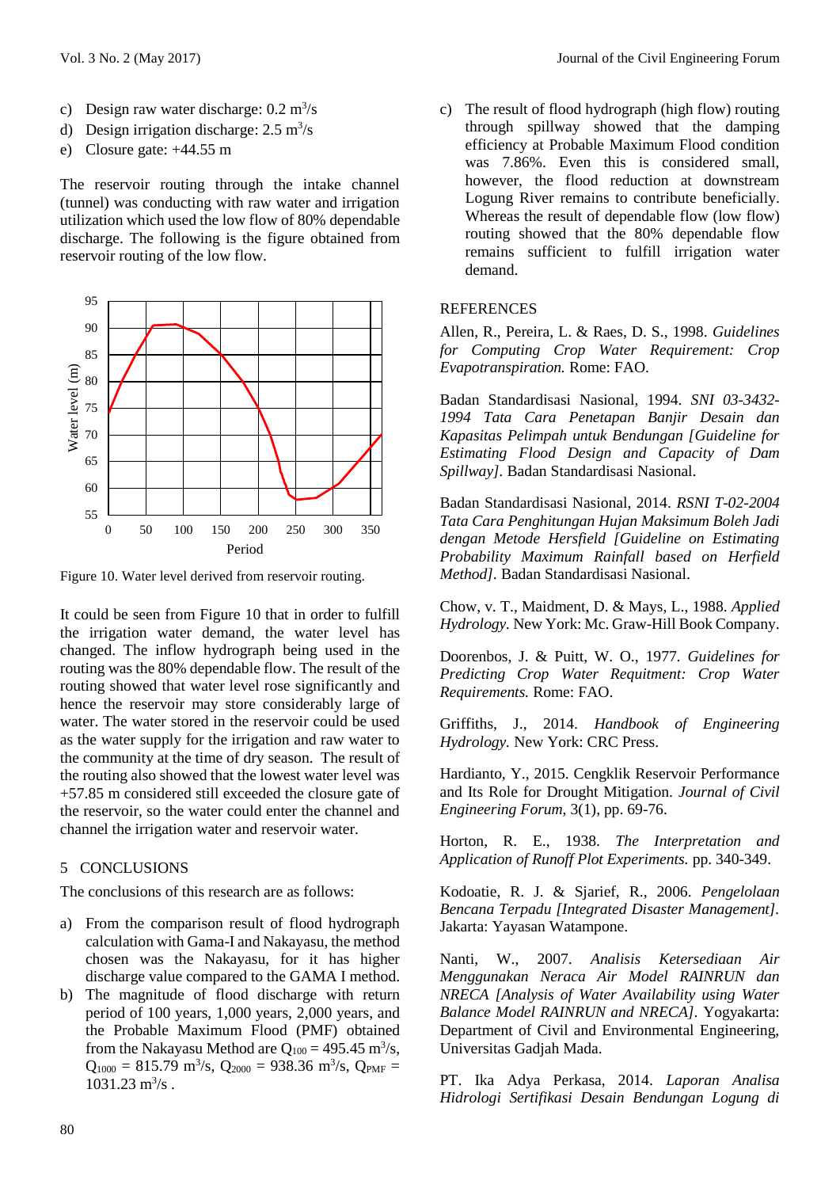c) Design raw water discharge: 0.2 $m^3/s$
d) Design irrigation discharge: 2.5 $m^3/s$
e) Closure gate: +44.55 m

The reservoir routing through the intake channel (tunnel) was conducting with raw water and irrigation utilization which used the low flow of 80% dependable discharge. The following is the figure obtained from reservoir routing of the low flow.

Figure 10. Water level derived from reservoir routing.

It could be seen from Figure 10 that in order to fulfill the irrigation water demand, the water level has changed. The inflow hydrograph being used in the routing was the 80% dependable flow. The result of the routing showed that water level rose significantly and hence the reservoir may store considerably large of water. The water stored in the reservoir could be used as the water supply for the irrigation and raw water to the community at the time of dry season. The result of the routing also showed that the lowest water level was +57.85 m considered still exceeded the closure gate of the reservoir, so the water could enter the channel and channel the irrigation water and reservoir water.

## 5 CONCLUSIONS

The conclusions of this research are as follows:

a) From the comparison result of flood hydrograph calculation with Gama-I and Nakayasu, the method chosen was the Nakayasu, for it has higher discharge value compared to the GAMA I method.
b) The magnitude of flood discharge with return period of 100 years, 1,000 years, 2,000 years, and the Probable Maximum Flood (PMF) obtained from the Nakayasu Method are $Q_{100}$ = 495.45 $m^3/s$, $Q_{1000}$ = 815.79 $m^3/s$, $Q_{2000}$ = 938.36 $m^3/s$, $Q_{PMF}$ = 1031.23 $m^3/s$ .
c) The result of flood hydrograph (high flow) routing through spillway showed that the damping efficiency at Probable Maximum Flood condition was 7.86%. Even this is considered small, however, the flood reduction at downstream Logung River remains to contribute beneficially. Whereas the result of dependable flow (low flow) routing showed that the 80% dependable flow remains sufficient to fulfill irrigation water demand.

## REFERENCES

Allen, R., Pereira, L. & Raes, D. S., 1998. *Guidelines for Computing Crop Water Requirement: Crop Evapotranspiration.* Rome: FAO.

Badan Standardisasi Nasional, 1994. *SNI 03-3432-1994 Tata Cara Penetapan Banjir Desain dan Kapasitas Pelimpah untuk Bendungan [Guideline for Estimating Flood Design and Capacity of Dam Spillway].* Badan Standardisasi Nasional.

Badan Standardisasi Nasional, 2014. *RSNI T-02-2004 Tata Cara Penghitungan Hujan Maksimum Boleh Jadi dengan Metode Hersfield [Guideline on Estimating Probability Maximum Rainfall based on Herfield Method].* Badan Standardisasi Nasional.

Chow, v. T., Maidment, D. & Mays, L., 1988. *Applied Hydrology.* New York: Mc. Graw-Hill Book Company.

Doorenbos, J. & Puitt, W. O., 1977. *Guidelines for Predicting Crop Water Requitment: Crop Water Requirements.* Rome: FAO.

Griffiths, J., 2014. *Handbook of Engineering Hydrology.* New York: CRC Press.

Hardianto, Y., 2015. Cengklik Reservoir Performance and Its Role for Drought Mitigation. *Journal of Civil Engineering Forum,* 3(1), pp. 69-76.

Horton, R. E., 1938. *The Interpretation and Application of Runoff Plot Experiments.* pp. 340-349.

Kodoatie, R. J. & Sjarief, R., 2006. *Pengelolaan Bencana Terpadu [Integrated Disaster Management].* Jakarta: Yayasan Watampone.

Nanti, W., 2007. *Analisis Ketersediaan Air Menggunakan Neraca Air Model RAINRUN dan NRECA [Analysis of Water Availability using Water Balance Model RAINRUN and NRECA].* Yogyakarta: Department of Civil and Environmental Engineering, Universitas Gadjah Mada.

PT. Ika Adya Perkasa, 2014. *Laporan Analisa Hidrologi Sertifikasi Desain Bendungan Logung di*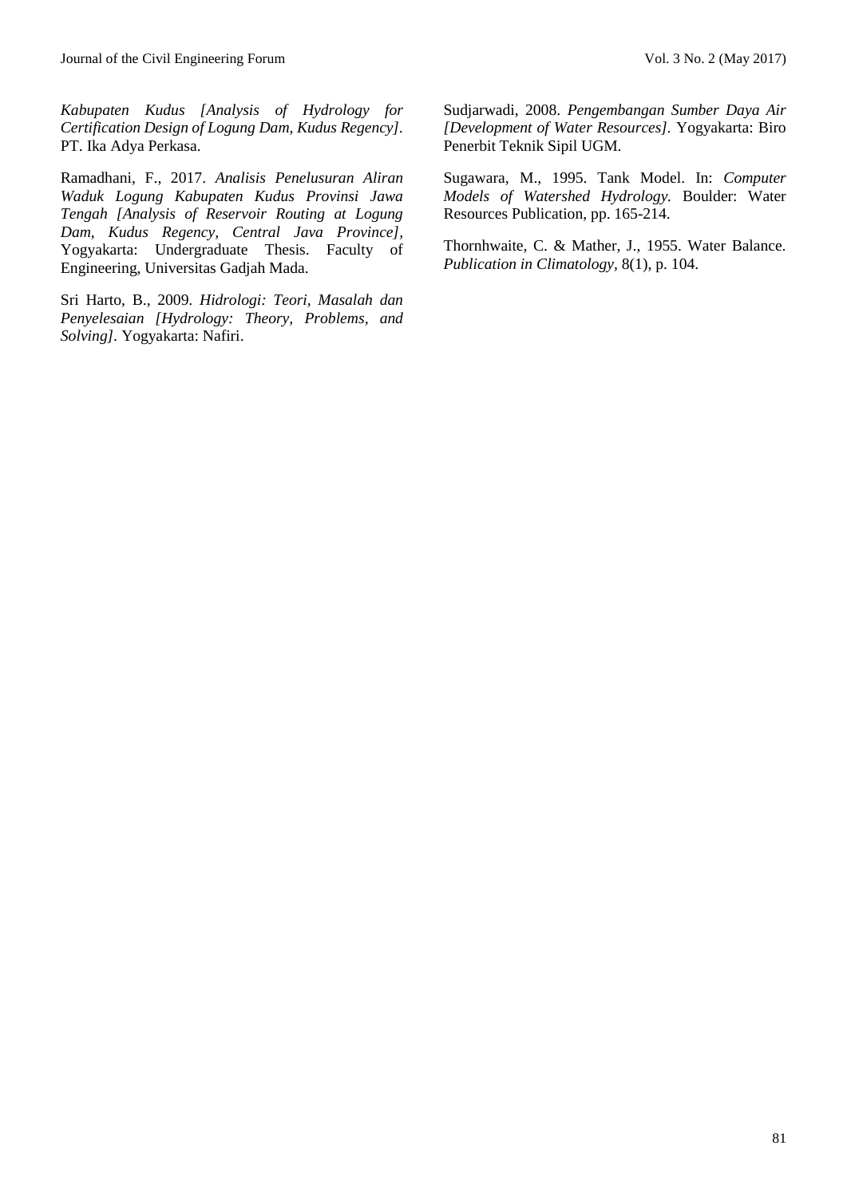*Kabupaten Kudus [Analysis of Hydrology for Certification Design of Logung Dam, Kudus Regency]*. PT. Ika Adya Perkasa.

Ramadhani, F., 2017. *Analisis Penelusuran Aliran Waduk Logung Kabupaten Kudus Provinsi Jawa Tengah [Analysis of Reservoir Routing at Logung Dam, Kudus Regency, Central Java Province],* Yogyakarta: Undergraduate Thesis. Faculty of Engineering, Universitas Gadjah Mada.

Sri Harto, B., 2009. *Hidrologi: Teori, Masalah dan Penyelesaian [Hydrology: Theory, Problems, and Solving]*. Yogyakarta: Nafiri.

Sudjarwadi, 2008. *Pengembangan Sumber Daya Air [Development of Water Resources]*. Yogyakarta: Biro Penerbit Teknik Sipil UGM.

Sugawara, M., 1995. Tank Model. In: *Computer Models of Watershed Hydrology.* Boulder: Water Resources Publication, pp. 165-214.

Thornhwaite, C. & Mather, J., 1955. Water Balance. *Publication in Climatology*, 8(1), p. 104.